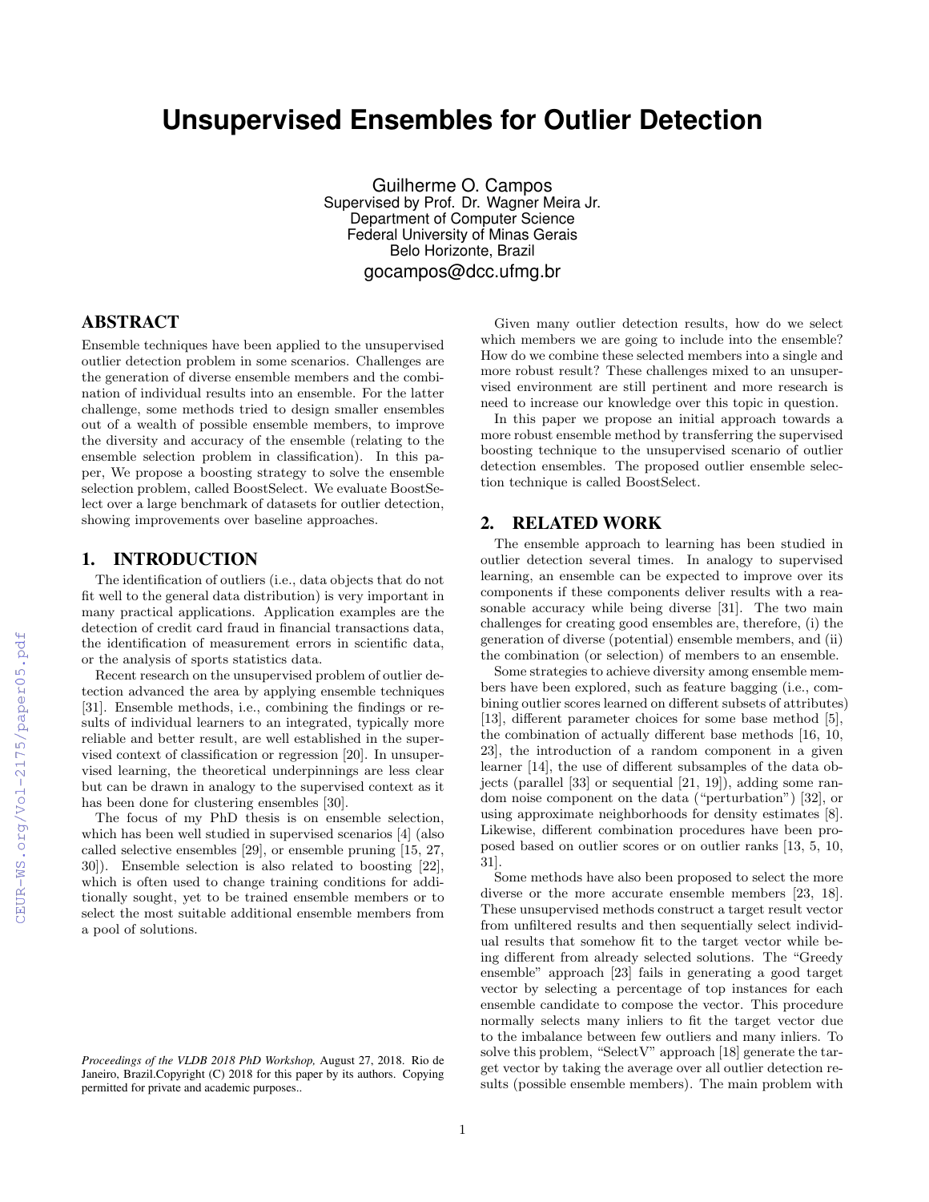# Unsupervised Ensembles for Outlier Detection

Guilherme O. Campos
Supervised by Prof. Dr. Wagner Meira Jr.
Department of Computer Science
Federal University of Minas Gerais
Belo Horizonte, Brazil
gocampos@dcc.ufmg.br

## ABSTRACT

Ensemble techniques have been applied to the unsupervised outlier detection problem in some scenarios. Challenges are the generation of diverse ensemble members and the combination of individual results into an ensemble. For the latter challenge, some methods tried to design smaller ensembles out of a wealth of possible ensemble members, to improve the diversity and accuracy of the ensemble (relating to the ensemble selection problem in classification). In this paper, We propose a boosting strategy to solve the ensemble selection problem, called BoostSelect. We evaluate BoostSelect over a large benchmark of datasets for outlier detection, showing improvements over baseline approaches.

## 1. INTRODUCTION

The identification of outliers (i.e., data objects that do not fit well to the general data distribution) is very important in many practical applications. Application examples are the detection of credit card fraud in financial transactions data, the identification of measurement errors in scientific data, or the analysis of sports statistics data.

Recent research on the unsupervised problem of outlier detection advanced the area by applying ensemble techniques [31]. Ensemble methods, i.e., combining the findings or results of individual learners to an integrated, typically more reliable and better result, are well established in the supervised context of classification or regression [20]. In unsupervised learning, the theoretical underpinnings are less clear but can be drawn in analogy to the supervised context as it has been done for clustering ensembles [30].

The focus of my PhD thesis is on ensemble selection, which has been well studied in supervised scenarios [4] (also called selective ensembles [29], or ensemble pruning [15, 27, 30]). Ensemble selection is also related to boosting [22], which is often used to change training conditions for additionally sought, yet to be trained ensemble members or to select the most suitable additional ensemble members from a pool of solutions.

Given many outlier detection results, how do we select which members we are going to include into the ensemble? How do we combine these selected members into a single and more robust result? These challenges mixed to an unsupervised environment are still pertinent and more research is need to increase our knowledge over this topic in question.

In this paper we propose an initial approach towards a more robust ensemble method by transferring the supervised boosting technique to the unsupervised scenario of outlier detection ensembles. The proposed outlier ensemble selection technique is called BoostSelect.

## 2. RELATED WORK

The ensemble approach to learning has been studied in outlier detection several times. In analogy to supervised learning, an ensemble can be expected to improve over its components if these components deliver results with a reasonable accuracy while being diverse [31]. The two main challenges for creating good ensembles are, therefore, (i) the generation of diverse (potential) ensemble members, and (ii) the combination (or selection) of members to an ensemble.

Some strategies to achieve diversity among ensemble members have been explored, such as feature bagging (i.e., combining outlier scores learned on different subsets of attributes) [13], different parameter choices for some base method [5], the combination of actually different base methods [16, 10, 23], the introduction of a random component in a given learner [14], the use of different subsamples of the data objects (parallel [33] or sequential [21, 19]), adding some random noise component on the data ("perturbation") [32], or using approximate neighborhoods for density estimates [8]. Likewise, different combination procedures have been proposed based on outlier scores or on outlier ranks [13, 5, 10, 31].

Some methods have also been proposed to select the more diverse or the more accurate ensemble members [23, 18]. These unsupervised methods construct a target result vector from unfiltered results and then sequentially select individual results that somehow fit to the target vector while being different from already selected solutions. The "Greedy ensemble" approach [23] fails in generating a good target vector by selecting a percentage of top instances for each ensemble candidate to compose the vector. This procedure normally selects many inliers to fit the target vector due to the imbalance between few outliers and many inliers. To solve this problem, "SelectV" approach [18] generate the target vector by taking the average over all outlier detection results (possible ensemble members). The main problem with

*Proceedings of the VLDB 2018 PhD Workshop,* August 27, 2018. Rio de Janeiro, Brazil.Copyright (C) 2018 for this paper by its authors. Copying permitted for private and academic purposes..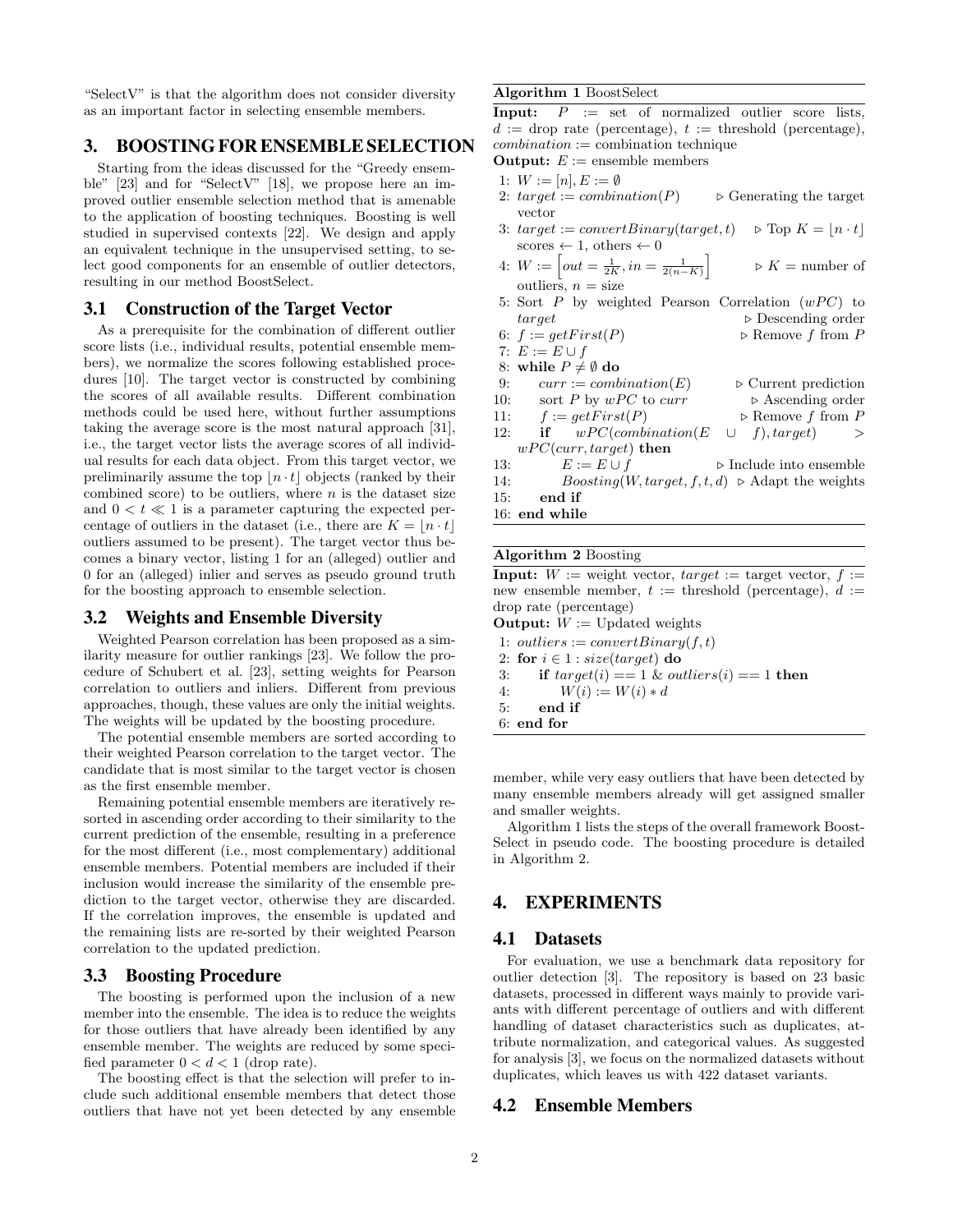"SelectV" is that the algorithm does not consider diversity as an important factor in selecting ensemble members.

## 3. BOOSTING FOR ENSEMBLE SELECTION

Starting from the ideas discussed for the "Greedy ensemble" [23] and for "SelectV" [18], we propose here an improved outlier ensemble selection method that is amenable to the application of boosting techniques. Boosting is well studied in supervised contexts [22]. We design and apply an equivalent technique in the unsupervised setting, to select good components for an ensemble of outlier detectors, resulting in our method BoostSelect.

### 3.1 Construction of the Target Vector

As a prerequisite for the combination of different outlier score lists (i.e., individual results, potential ensemble members), we normalize the scores following established procedures [10]. The target vector is constructed by combining the scores of all available results. Different combination methods could be used here, without further assumptions taking the average score is the most natural approach [31], i.e., the target vector lists the average scores of all individual results for each data object. From this target vector, we preliminarily assume the top $\lfloor n \cdot t \rfloor$ objects (ranked by their combined score) to be outliers, where $n$ is the dataset size and $0 < t \ll 1$ is a parameter capturing the expected percentage of outliers in the dataset (i.e., there are $K = \lfloor n \cdot t \rfloor$ outliers assumed to be present). The target vector thus becomes a binary vector, listing 1 for an (alleged) outlier and 0 for an (alleged) inlier and serves as pseudo ground truth for the boosting approach to ensemble selection.

### 3.2 Weights and Ensemble Diversity

Weighted Pearson correlation has been proposed as a similarity measure for outlier rankings [23]. We follow the procedure of Schubert et al. [23], setting weights for Pearson correlation to outliers and inliers. Different from previous approaches, though, these values are only the initial weights. The weights will be updated by the boosting procedure.

The potential ensemble members are sorted according to their weighted Pearson correlation to the target vector. The candidate that is most similar to the target vector is chosen as the first ensemble member.

Remaining potential ensemble members are iteratively resorted in ascending order according to their similarity to the current prediction of the ensemble, resulting in a preference for the most different (i.e., most complementary) additional ensemble members. Potential members are included if their inclusion would increase the similarity of the ensemble prediction to the target vector, otherwise they are discarded. If the correlation improves, the ensemble is updated and the remaining lists are re-sorted by their weighted Pearson correlation to the updated prediction.

### 3.3 Boosting Procedure

The boosting is performed upon the inclusion of a new member into the ensemble. The idea is to reduce the weights for those outliers that have already been identified by any ensemble member. The weights are reduced by some specified parameter $0 < d < 1$ (drop rate).

The boosting effect is that the selection will prefer to include such additional ensemble members that detect those outliers that have not yet been detected by any ensemble member, while very easy outliers that have been detected by many ensemble members already will get assigned smaller and smaller weights.

Algorithm 1 lists the steps of the overall framework BoostSelect in pseudo code. The boosting procedure is detailed in Algorithm 2.

**Algorithm 1** BoostSelect

**Input:** $P$ := set of normalized outlier score lists, $d$ := drop rate (percentage), $t$ := threshold (percentage), $combination$ := combination technique
**Output:** $E$ := ensemble members

```
1:  W := [n], E := ∅
2:  target := combination(P)            ▷ Generating the target vector
3:  target := convertBinary(target, t)  ▷ Top K = ⌊n·t⌋ scores ← 1, others ← 0
4:  W := [out = 1/(2K), in = 1/(2(n−K))]  ▷ K = number of outliers, n = size
5:  Sort P by weighted Pearson Correlation (wPC) to target   ▷ Descending order
6:  f := getFirst(P)                    ▷ Remove f from P
7:  E := E ∪ f
8:  while P ≠ ∅ do
9:      curr := combination(E)          ▷ Current prediction
10:     sort P by wPC to curr           ▷ Ascending order
11:     f := getFirst(P)                ▷ Remove f from P
12:     if wPC(combination(E ∪ f), target) > wPC(curr, target) then
13:         E := E ∪ f                  ▷ Include into ensemble
14:         Boosting(W, target, f, t, d) ▷ Adapt the weights
15:     end if
16: end while
```

**Algorithm 2** Boosting

**Input:** $W$ := weight vector, $target$ := target vector, $f$ := new ensemble member, $t$ := threshold (percentage), $d$ := drop rate (percentage)
**Output:** $W$ := Updated weights

```
1: outliers := convertBinary(f, t)
2: for i ∈ 1 : size(target) do
3:     if target(i) == 1 & outliers(i) == 1 then
4:         W(i) := W(i) * d
5:     end if
6: end for
```

## 4. EXPERIMENTS

### 4.1 Datasets

For evaluation, we use a benchmark data repository for outlier detection [3]. The repository is based on 23 basic datasets, processed in different ways mainly to provide variants with different percentage of outliers and with different handling of dataset characteristics such as duplicates, attribute normalization, and categorical values. As suggested for analysis [3], we focus on the normalized datasets without duplicates, which leaves us with 422 dataset variants.

### 4.2 Ensemble Members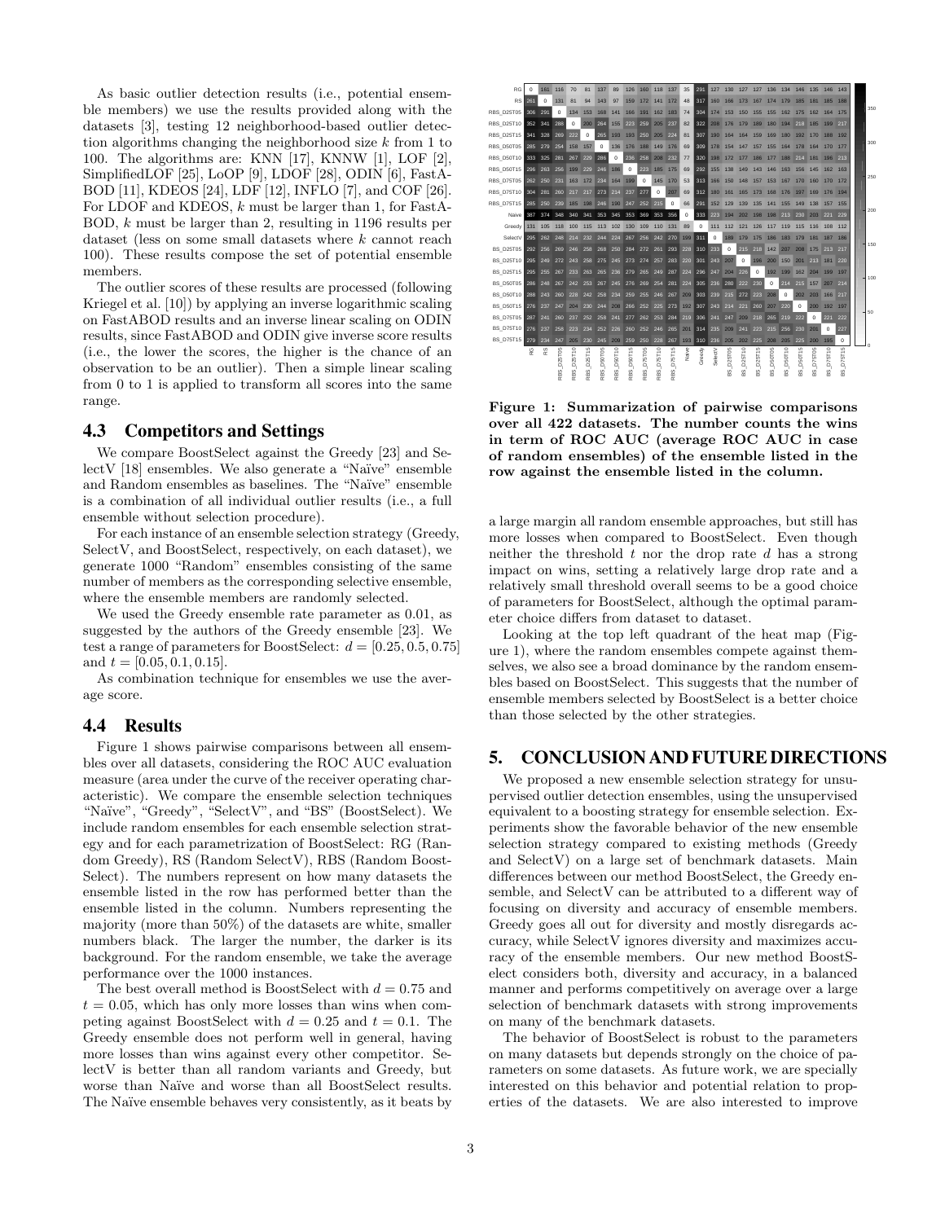As basic outlier detection results (i.e., potential ensemble members) we use the results provided along with the datasets [3], testing 12 neighborhood-based outlier detection algorithms changing the neighborhood size $k$ from 1 to 100. The algorithms are: KNN [17], KNNW [1], LOF [2], SimplifiedLOF [25], LoOP [9], LDOF [28], ODIN [6], FastABOD [11], KDEOS [24], LDF [12], INFLO [7], and COF [26]. For LDOF and KDEOS, $k$ must be larger than 1, for FastABOD, $k$ must be larger than 2, resulting in 1196 results per dataset (less on some small datasets where $k$ cannot reach 100). These results compose the set of potential ensemble members.

The outlier scores of these results are processed (following Kriegel et al. [10]) by applying an inverse logarithmic scaling on FastABOD results and an inverse linear scaling on ODIN results, since FastABOD and ODIN give inverse score results (i.e., the lower the scores, the higher is the chance of an observation to be an outlier). Then a simple linear scaling from 0 to 1 is applied to transform all scores into the same range.

### 4.3 Competitors and Settings

We compare BoostSelect against the Greedy [23] and SelectV [18] ensembles. We also generate a "Naïve" ensemble and Random ensembles as baselines. The "Naïve" ensemble is a combination of all individual outlier results (i.e., a full ensemble without selection procedure).

For each instance of an ensemble selection strategy (Greedy, SelectV, and BoostSelect, respectively, on each dataset), we generate 1000 "Random" ensembles consisting of the same number of members as the corresponding selective ensemble, where the ensemble members are randomly selected.

We used the Greedy ensemble rate parameter as 0.01, as suggested by the authors of the Greedy ensemble [23]. We test a range of parameters for BoostSelect: $d = [0.25, 0.5, 0.75]$ and $t = [0.05, 0.1, 0.15]$.

As combination technique for ensembles we use the average score.

### 4.4 Results

Figure 1 shows pairwise comparisons between all ensembles over all datasets, considering the ROC AUC evaluation measure (area under the curve of the receiver operating characteristic). We compare the ensemble selection techniques "Naïve", "Greedy", "SelectV", and "BS" (BoostSelect). We include random ensembles for each ensemble selection strategy and for each parametrization of BoostSelect: RG (Random Greedy), RS (Random SelectV), RBS (Random BoostSelect). The numbers represent on how many datasets the ensemble listed in the row has performed better than the ensemble listed in the column. Numbers representing the majority (more than 50%) of the datasets are white, smaller numbers black. The larger the number, the darker is its background. For the random ensemble, we take the average performance over the 1000 instances.

The best overall method is BoostSelect with $d = 0.75$ and $t = 0.05$, which has only more losses than wins when competing against BoostSelect with $d = 0.25$ and $t = 0.1$. The Greedy ensemble does not perform well in general, having more losses than wins against every other competitor. SelectV is better than all random variants and Greedy, but worse than Naïve and worse than all BoostSelect results. The Naïve ensemble behaves very consistently, as it beats by a large margin all random ensemble approaches, but still has more losses when compared to BoostSelect. Even though neither the threshold $t$ nor the drop rate $d$ has a strong impact on wins, setting a relatively large drop rate and a relatively small threshold overall seems to be a good choice of parameters for BoostSelect, although the optimal parameter choice differs from dataset to dataset.

Looking at the top left quadrant of the heat map (Figure 1), where the random ensembles compete against themselves, we also see a broad dominance by the random ensembles based on BoostSelect. This suggests that the number of ensemble members selected by BoostSelect is a better choice than those selected by the other strategies.

**Figure 1: Summarization of pairwise comparisons over all 422 datasets. The number counts the wins in term of ROC AUC (average ROC AUC in case of random ensembles) of the ensemble listed in the row against the ensemble listed in the column.**

## 5. CONCLUSION AND FUTURE DIRECTIONS

We proposed a new ensemble selection strategy for unsupervised outlier detection ensembles, using the unsupervised equivalent to a boosting strategy for ensemble selection. Experiments show the favorable behavior of the new ensemble selection strategy compared to existing methods (Greedy and SelectV) on a large set of benchmark datasets. Main differences between our method BoostSelect, the Greedy ensemble, and SelectV can be attributed to a different way of focusing on diversity and accuracy of ensemble members. Greedy goes all out for diversity and mostly disregards accuracy, while SelectV ignores diversity and maximizes accuracy of the ensemble members. Our new method BoostSelect considers both, diversity and accuracy, in a balanced manner and performs competitively on average over a large selection of benchmark datasets with strong improvements on many of the benchmark datasets.

The behavior of BoostSelect is robust to the parameters on many datasets but depends strongly on the choice of parameters on some datasets. As future work, we are specially interested on this behavior and potential relation to properties of the datasets. We are also interested to improve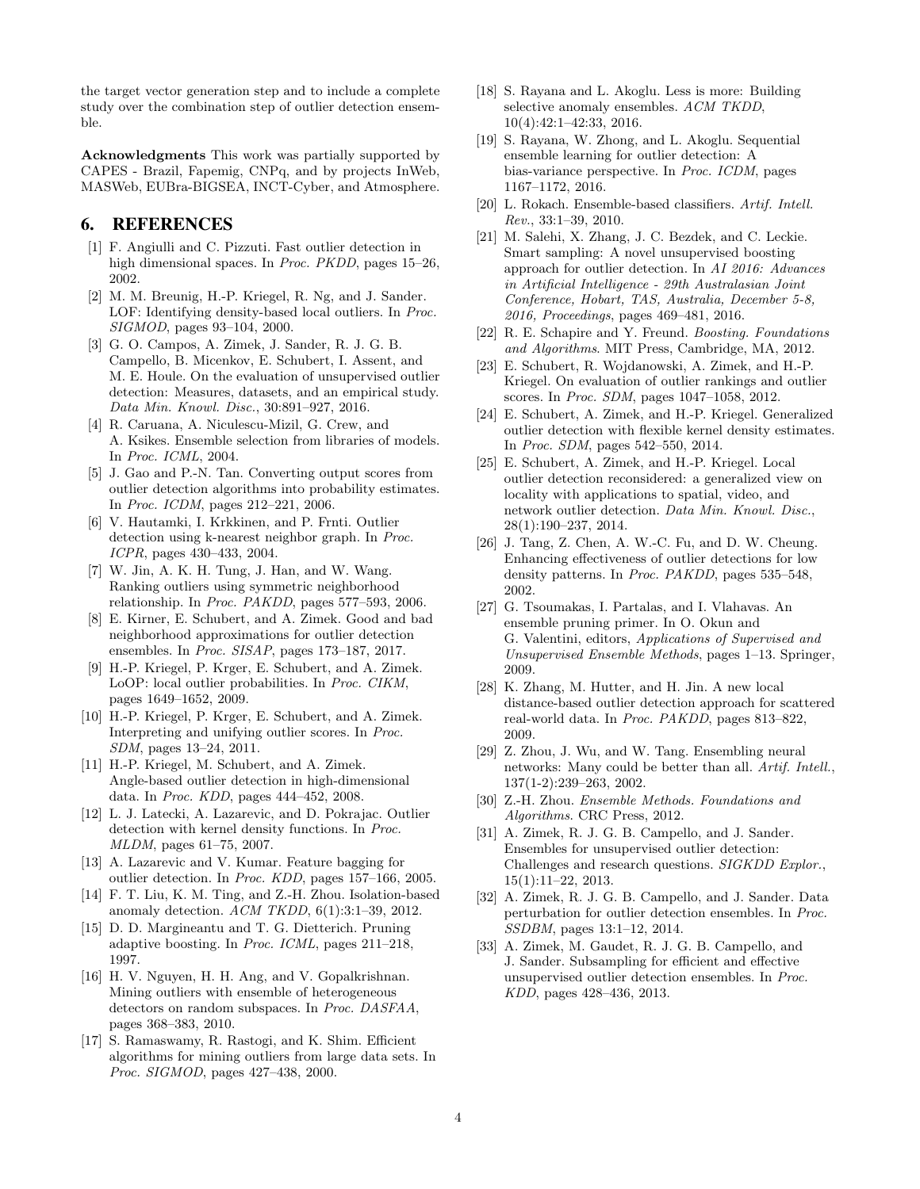the target vector generation step and to include a complete study over the combination step of outlier detection ensemble.

**Acknowledgments** This work was partially supported by CAPES - Brazil, Fapemig, CNPq, and by projects InWeb, MASWeb, EUBra-BIGSEA, INCT-Cyber, and Atmosphere.

## 6. REFERENCES

[1] F. Angiulli and C. Pizzuti. Fast outlier detection in high dimensional spaces. In *Proc. PKDD*, pages 15–26, 2002.

[2] M. M. Breunig, H.-P. Kriegel, R. Ng, and J. Sander. LOF: Identifying density-based local outliers. In *Proc. SIGMOD*, pages 93–104, 2000.

[3] G. O. Campos, A. Zimek, J. Sander, R. J. G. B. Campello, B. Micenkov, E. Schubert, I. Assent, and M. E. Houle. On the evaluation of unsupervised outlier detection: Measures, datasets, and an empirical study. *Data Min. Knowl. Disc.*, 30:891–927, 2016.

[4] R. Caruana, A. Niculescu-Mizil, G. Crew, and A. Ksikes. Ensemble selection from libraries of models. In *Proc. ICML*, 2004.

[5] J. Gao and P.-N. Tan. Converting output scores from outlier detection algorithms into probability estimates. In *Proc. ICDM*, pages 212–221, 2006.

[6] V. Hautamki, I. Krkkinen, and P. Frnti. Outlier detection using k-nearest neighbor graph. In *Proc. ICPR*, pages 430–433, 2004.

[7] W. Jin, A. K. H. Tung, J. Han, and W. Wang. Ranking outliers using symmetric neighborhood relationship. In *Proc. PAKDD*, pages 577–593, 2006.

[8] E. Kirner, E. Schubert, and A. Zimek. Good and bad neighborhood approximations for outlier detection ensembles. In *Proc. SISAP*, pages 173–187, 2017.

[9] H.-P. Kriegel, P. Krger, E. Schubert, and A. Zimek. LoOP: local outlier probabilities. In *Proc. CIKM*, pages 1649–1652, 2009.

[10] H.-P. Kriegel, P. Krger, E. Schubert, and A. Zimek. Interpreting and unifying outlier scores. In *Proc. SDM*, pages 13–24, 2011.

[11] H.-P. Kriegel, M. Schubert, and A. Zimek. Angle-based outlier detection in high-dimensional data. In *Proc. KDD*, pages 444–452, 2008.

[12] L. J. Latecki, A. Lazarevic, and D. Pokrajac. Outlier detection with kernel density functions. In *Proc. MLDM*, pages 61–75, 2007.

[13] A. Lazarevic and V. Kumar. Feature bagging for outlier detection. In *Proc. KDD*, pages 157–166, 2005.

[14] F. T. Liu, K. M. Ting, and Z.-H. Zhou. Isolation-based anomaly detection. *ACM TKDD*, 6(1):3:1–39, 2012.

[15] D. D. Margineantu and T. G. Dietterich. Pruning adaptive boosting. In *Proc. ICML*, pages 211–218, 1997.

[16] H. V. Nguyen, H. H. Ang, and V. Gopalkrishnan. Mining outliers with ensemble of heterogeneous detectors on random subspaces. In *Proc. DASFAA*, pages 368–383, 2010.

[17] S. Ramaswamy, R. Rastogi, and K. Shim. Efficient algorithms for mining outliers from large data sets. In *Proc. SIGMOD*, pages 427–438, 2000.

[18] S. Rayana and L. Akoglu. Less is more: Building selective anomaly ensembles. *ACM TKDD*, 10(4):42:1–42:33, 2016.

[19] S. Rayana, W. Zhong, and L. Akoglu. Sequential ensemble learning for outlier detection: A bias-variance perspective. In *Proc. ICDM*, pages 1167–1172, 2016.

[20] L. Rokach. Ensemble-based classifiers. *Artif. Intell. Rev.*, 33:1–39, 2010.

[21] M. Salehi, X. Zhang, J. C. Bezdek, and C. Leckie. Smart sampling: A novel unsupervised boosting approach for outlier detection. In *AI 2016: Advances in Artificial Intelligence - 29th Australasian Joint Conference, Hobart, TAS, Australia, December 5-8, 2016, Proceedings*, pages 469–481, 2016.

[22] R. E. Schapire and Y. Freund. *Boosting. Foundations and Algorithms*. MIT Press, Cambridge, MA, 2012.

[23] E. Schubert, R. Wojdanowski, A. Zimek, and H.-P. Kriegel. On evaluation of outlier rankings and outlier scores. In *Proc. SDM*, pages 1047–1058, 2012.

[24] E. Schubert, A. Zimek, and H.-P. Kriegel. Generalized outlier detection with flexible kernel density estimates. In *Proc. SDM*, pages 542–550, 2014.

[25] E. Schubert, A. Zimek, and H.-P. Kriegel. Local outlier detection reconsidered: a generalized view on locality with applications to spatial, video, and network outlier detection. *Data Min. Knowl. Disc.*, 28(1):190–237, 2014.

[26] J. Tang, Z. Chen, A. W.-C. Fu, and D. W. Cheung. Enhancing effectiveness of outlier detections for low density patterns. In *Proc. PAKDD*, pages 535–548, 2002.

[27] G. Tsoumakas, I. Partalas, and I. Vlahavas. An ensemble pruning primer. In O. Okun and G. Valentini, editors, *Applications of Supervised and Unsupervised Ensemble Methods*, pages 1–13. Springer, 2009.

[28] K. Zhang, M. Hutter, and H. Jin. A new local distance-based outlier detection approach for scattered real-world data. In *Proc. PAKDD*, pages 813–822, 2009.

[29] Z. Zhou, J. Wu, and W. Tang. Ensembling neural networks: Many could be better than all. *Artif. Intell.*, 137(1-2):239–263, 2002.

[30] Z.-H. Zhou. *Ensemble Methods. Foundations and Algorithms*. CRC Press, 2012.

[31] A. Zimek, R. J. G. B. Campello, and J. Sander. Ensembles for unsupervised outlier detection: Challenges and research questions. *SIGKDD Explor.*, 15(1):11–22, 2013.

[32] A. Zimek, R. J. G. B. Campello, and J. Sander. Data perturbation for outlier detection ensembles. In *Proc. SSDBM*, pages 13:1–12, 2014.

[33] A. Zimek, M. Gaudet, R. J. G. B. Campello, and J. Sander. Subsampling for efficient and effective unsupervised outlier detection ensembles. In *Proc. KDD*, pages 428–436, 2013.